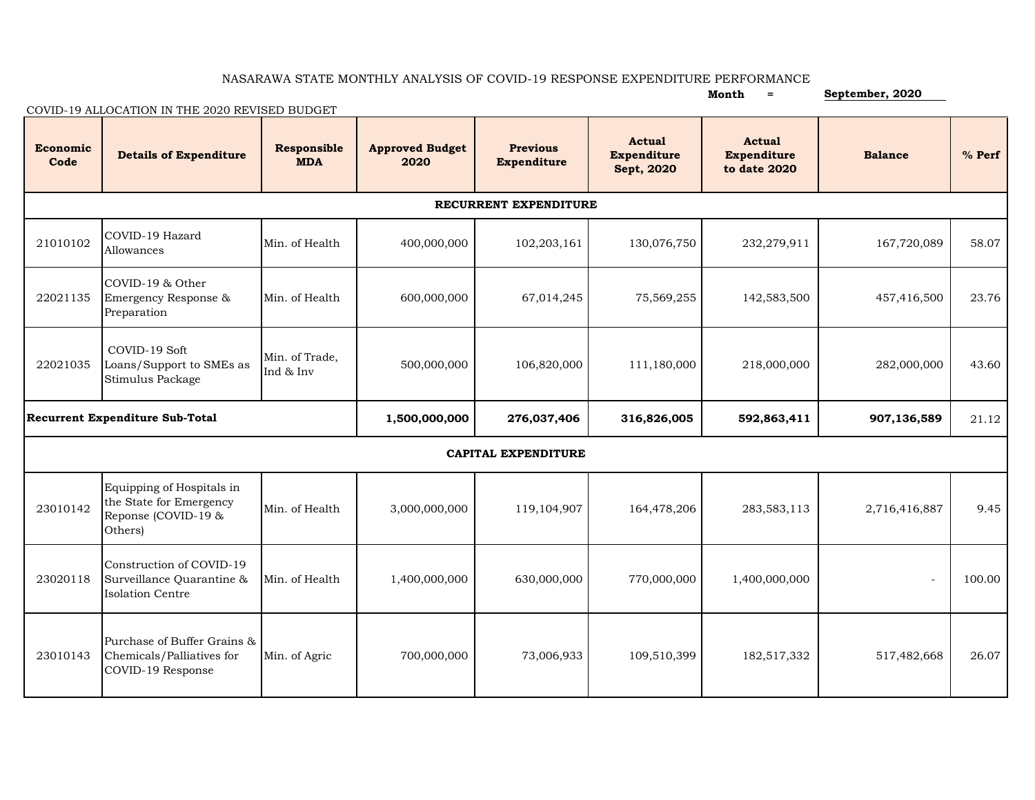NASARAWA STATE MONTHLY ANALYSIS OF COVID-19 RESPONSE EXPENDITURE PERFORMANCE

**Month = September, 2020**

COVID-19 ALLOCATION IN THE 2020 REVISED BUDGET

| Economic Code | Details of Expenditure | Responsible MDA | Approved Budget 2020 | Previous Expenditure | Actual Expenditure Sept, 2020 | Actual Expenditure to date 2020 | Balance | % Perf |
|---|---|---|---|---|---|---|---|---|
| **RECURRENT EXPENDITURE** | | | | | | | | |
| 21010102 | COVID-19 Hazard Allowances | Min. of Health | 400,000,000 | 102,203,161 | 130,076,750 | 232,279,911 | 167,720,089 | 58.07 |
| 22021135 | COVID-19 & Other Emergency Response & Preparation | Min. of Health | 600,000,000 | 67,014,245 | 75,569,255 | 142,583,500 | 457,416,500 | 23.76 |
| 22021035 | COVID-19 Soft Loans/Support to SMEs as Stimulus Package | Min. of Trade, Ind & Inv | 500,000,000 | 106,820,000 | 111,180,000 | 218,000,000 | 282,000,000 | 43.60 |
| **Recurrent Expenditure Sub-Total** | | | **1,500,000,000** | **276,037,406** | **316,826,005** | **592,863,411** | **907,136,589** | 21.12 |
| **CAPITAL EXPENDITURE** | | | | | | | | |
| 23010142 | Equipping of Hospitals in the State for Emergency Reponse (COVID-19 & Others) | Min. of Health | 3,000,000,000 | 119,104,907 | 164,478,206 | 283,583,113 | 2,716,416,887 | 9.45 |
| 23020118 | Construction of COVID-19 Surveillance Quarantine & Isolation Centre | Min. of Health | 1,400,000,000 | 630,000,000 | 770,000,000 | 1,400,000,000 | - | 100.00 |
| 23010143 | Purchase of Buffer Grains & Chemicals/Palliatives for COVID-19 Response | Min. of Agric | 700,000,000 | 73,006,933 | 109,510,399 | 182,517,332 | 517,482,668 | 26.07 |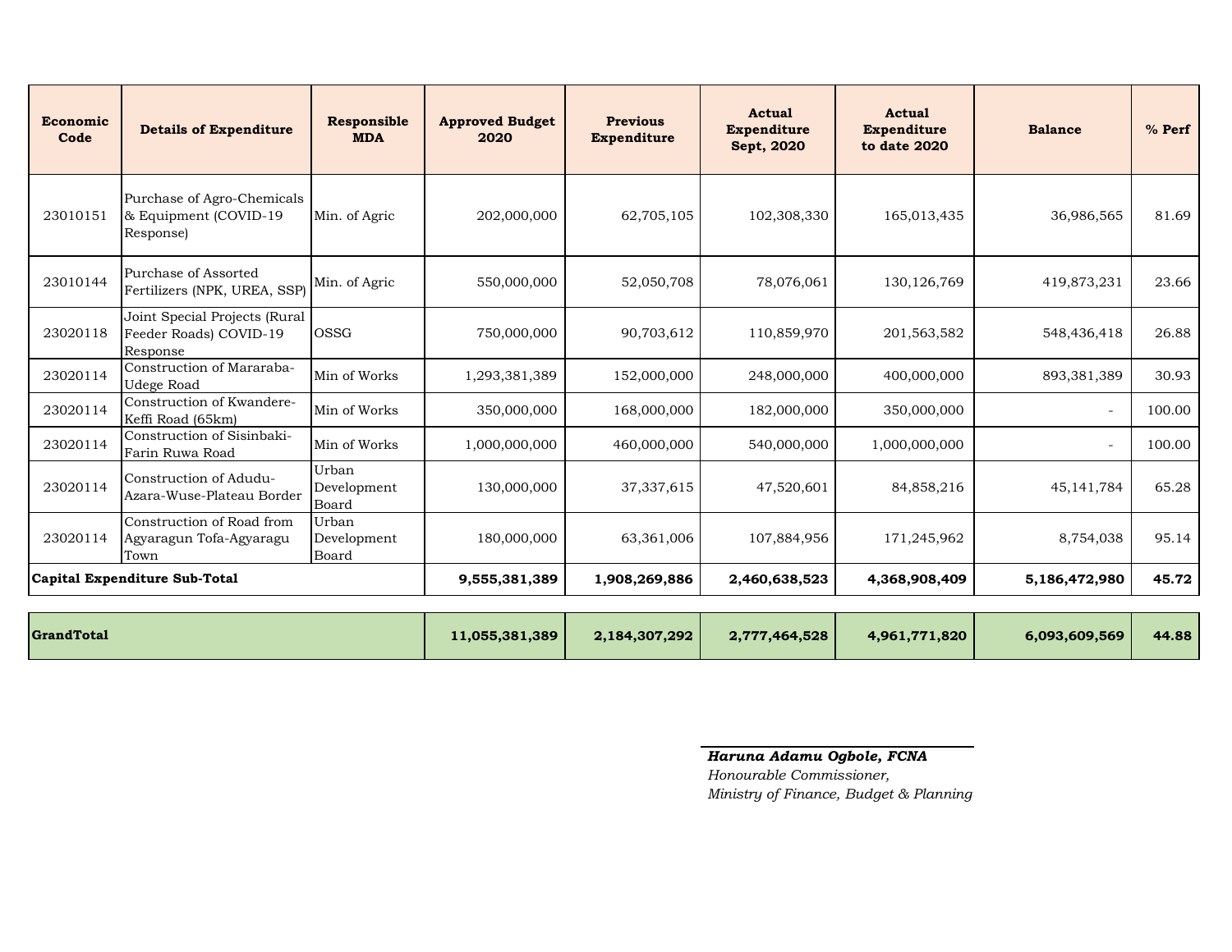| Economic Code | Details of Expenditure | Responsible MDA | Approved Budget 2020 | Previous Expenditure | Actual Expenditure Sept, 2020 | Actual Expenditure to date 2020 | Balance | % Perf |
|---|---|---|---|---|---|---|---|---|
| 23010151 | Purchase of Agro-Chemicals & Equipment (COVID-19 Response) | Min. of Agric | 202,000,000 | 62,705,105 | 102,308,330 | 165,013,435 | 36,986,565 | 81.69 |
| 23010144 | Purchase of Assorted Fertilizers (NPK, UREA, SSP) | Min. of Agric | 550,000,000 | 52,050,708 | 78,076,061 | 130,126,769 | 419,873,231 | 23.66 |
| 23020118 | Joint Special Projects (Rural Feeder Roads) COVID-19 Response | OSSG | 750,000,000 | 90,703,612 | 110,859,970 | 201,563,582 | 548,436,418 | 26.88 |
| 23020114 | Construction of Mararaba-Udege Road | Min of Works | 1,293,381,389 | 152,000,000 | 248,000,000 | 400,000,000 | 893,381,389 | 30.93 |
| 23020114 | Construction of Kwandere-Keffi Road (65km) | Min of Works | 350,000,000 | 168,000,000 | 182,000,000 | 350,000,000 | - | 100.00 |
| 23020114 | Construction of Sisinbaki-Farin Ruwa Road | Min of Works | 1,000,000,000 | 460,000,000 | 540,000,000 | 1,000,000,000 | - | 100.00 |
| 23020114 | Construction of Adudu-Azara-Wuse-Plateau Border | Urban Development Board | 130,000,000 | 37,337,615 | 47,520,601 | 84,858,216 | 45,141,784 | 65.28 |
| 23020114 | Construction of Road from Agyaragun Tofa-Agyaragu Town | Urban Development Board | 180,000,000 | 63,361,006 | 107,884,956 | 171,245,962 | 8,754,038 | 95.14 |
| **Capital Expenditure Sub-Total** | | | **9,555,381,389** | **1,908,269,886** | **2,460,638,523** | **4,368,908,409** | **5,186,472,980** | **45.72** |
| **GrandTotal** | | | **11,055,381,389** | **2,184,307,292** | **2,777,464,528** | **4,961,771,820** | **6,093,609,569** | **44.88** |

***Haruna Adamu Ogbole, FCNA***
*Honourable Commissioner,*
*Ministry of Finance, Budget & Planning*